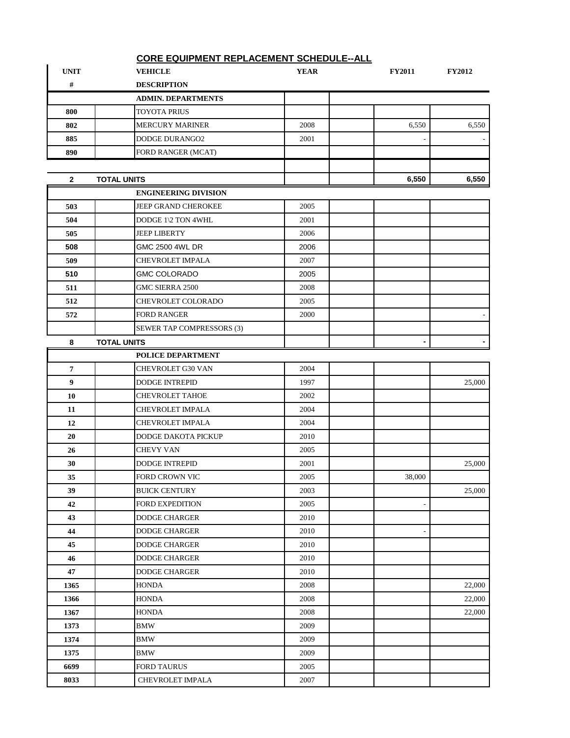## CORE EQUIPMENT REPLACEMENT SCHEDULE--ALL

| UNIT # | | VEHICLE DESCRIPTION | YEAR | | FY2011 | FY2012 |
|---|---|---|---|---|---|---|
| | | **ADMIN. DEPARTMENTS** | | | | |
| 800 | | TOYOTA PRIUS | | | | |
| 802 | | MERCURY MARINER | 2008 | | 6,550 | 6,550 |
| 885 | | DODGE DURANGO2 | 2001 | | - | - |
| 890 | | FORD RANGER (MCAT) | | | | |
| | | | | | | |
| **2** | **TOTAL UNITS** | | | | **6,550** | **6,550** |
| | | **ENGINEERING DIVISION** | | | | |
| 503 | | JEEP GRAND CHEROKEE | 2005 | | | |
| 504 | | DODGE 1\2 TON 4WHL | 2001 | | | |
| 505 | | JEEP LIBERTY | 2006 | | | |
| 508 | | GMC 2500 4WL DR | 2006 | | | |
| 509 | | CHEVROLET IMPALA | 2007 | | | |
| 510 | | GMC COLORADO | 2005 | | | |
| 511 | | GMC SIERRA 2500 | 2008 | | | |
| 512 | | CHEVROLET COLORADO | 2005 | | | |
| 572 | | FORD RANGER | 2000 | | | - |
| | | SEWER TAP COMPRESSORS (3) | | | | |
| **8** | **TOTAL UNITS** | | | | **-** | **-** |
| | | **POLICE DEPARTMENT** | | | | |
| 7 | | CHEVROLET G30 VAN | 2004 | | | |
| 9 | | DODGE INTREPID | 1997 | | | 25,000 |
| 10 | | CHEVROLET TAHOE | 2002 | | | |
| 11 | | CHEVROLET IMPALA | 2004 | | | |
| 12 | | CHEVROLET IMPALA | 2004 | | | |
| 20 | | DODGE DAKOTA PICKUP | 2010 | | | |
| 26 | | CHEVY VAN | 2005 | | | |
| 30 | | DODGE INTREPID | 2001 | | | 25,000 |
| 35 | | FORD CROWN VIC | 2005 | | 38,000 | |
| 39 | | BUICK CENTURY | 2003 | | | 25,000 |
| 42 | | FORD EXPEDITION | 2005 | | - | |
| 43 | | DODGE CHARGER | 2010 | | | |
| 44 | | DODGE CHARGER | 2010 | | - | |
| 45 | | DODGE CHARGER | 2010 | | | |
| 46 | | DODGE CHARGER | 2010 | | | |
| 47 | | DODGE CHARGER | 2010 | | | |
| 1365 | | HONDA | 2008 | | | 22,000 |
| 1366 | | HONDA | 2008 | | | 22,000 |
| 1367 | | HONDA | 2008 | | | 22,000 |
| 1373 | | BMW | 2009 | | | |
| 1374 | | BMW | 2009 | | | |
| 1375 | | BMW | 2009 | | | |
| 6699 | | FORD TAURUS | 2005 | | | |
| 8033 | | CHEVROLET IMPALA | 2007 | | | |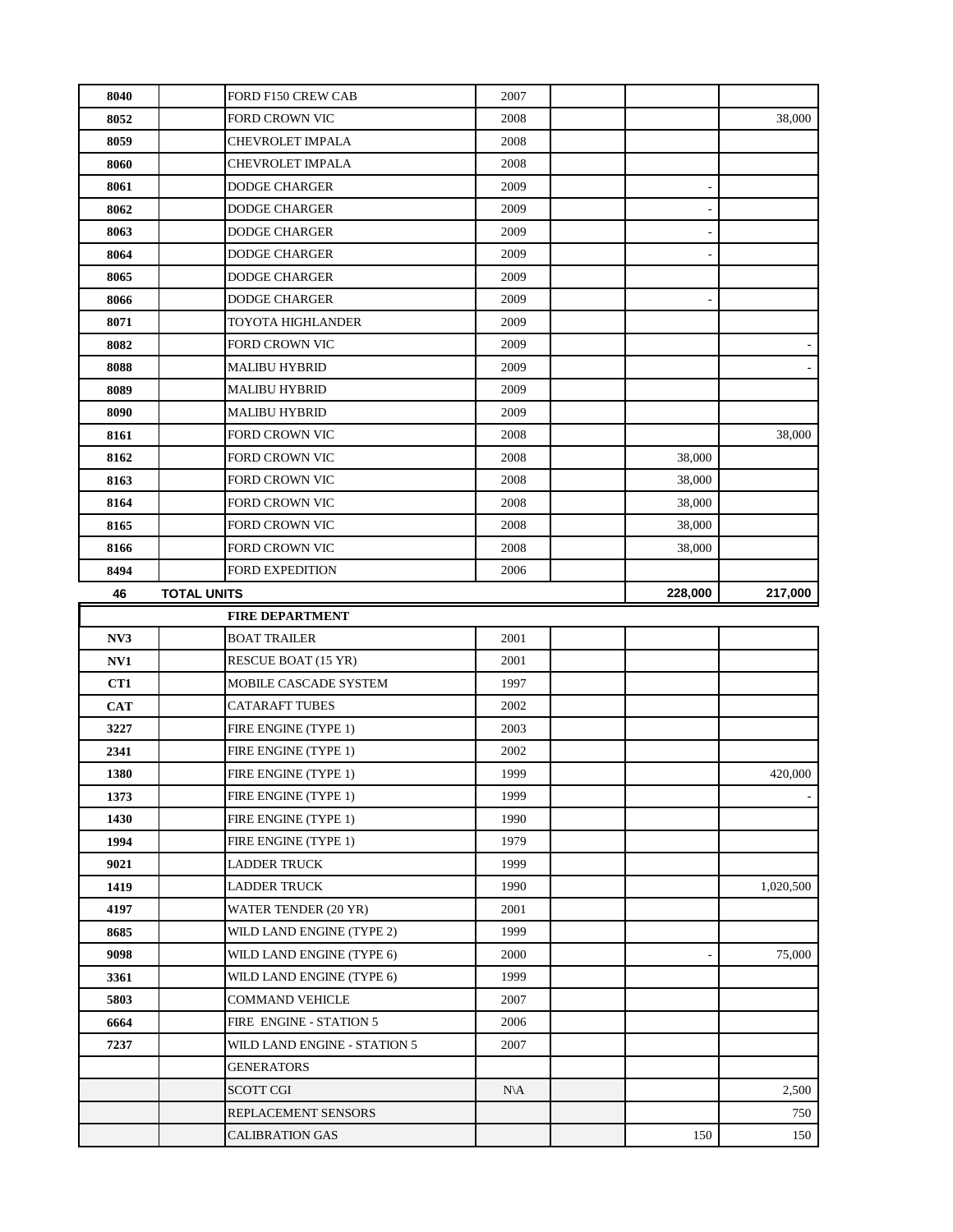| | | | | | | |
|---|---|---|---|---|---|---|
| 8040 | | FORD F150 CREW CAB | 2007 | | | |
| 8052 | | FORD CROWN VIC | 2008 | | | 38,000 |
| 8059 | | CHEVROLET IMPALA | 2008 | | | |
| 8060 | | CHEVROLET IMPALA | 2008 | | | |
| 8061 | | DODGE CHARGER | 2009 | | - | |
| 8062 | | DODGE CHARGER | 2009 | | - | |
| 8063 | | DODGE CHARGER | 2009 | | - | |
| 8064 | | DODGE CHARGER | 2009 | | - | |
| 8065 | | DODGE CHARGER | 2009 | | | |
| 8066 | | DODGE CHARGER | 2009 | | - | |
| 8071 | | TOYOTA HIGHLANDER | 2009 | | | |
| 8082 | | FORD CROWN VIC | 2009 | | | - |
| 8088 | | MALIBU HYBRID | 2009 | | | - |
| 8089 | | MALIBU HYBRID | 2009 | | | |
| 8090 | | MALIBU HYBRID | 2009 | | | |
| 8161 | | FORD CROWN VIC | 2008 | | | 38,000 |
| 8162 | | FORD CROWN VIC | 2008 | | 38,000 | |
| 8163 | | FORD CROWN VIC | 2008 | | 38,000 | |
| 8164 | | FORD CROWN VIC | 2008 | | 38,000 | |
| 8165 | | FORD CROWN VIC | 2008 | | 38,000 | |
| 8166 | | FORD CROWN VIC | 2008 | | 38,000 | |
| 8494 | | FORD EXPEDITION | 2006 | | | |
| **46** | **TOTAL UNITS** | | | | **228,000** | **217,000** |
| | | **FIRE DEPARTMENT** | | | | |
| NV3 | | BOAT TRAILER | 2001 | | | |
| NV1 | | RESCUE BOAT (15 YR) | 2001 | | | |
| CT1 | | MOBILE CASCADE SYSTEM | 1997 | | | |
| CAT | | CATARAFT TUBES | 2002 | | | |
| 3227 | | FIRE ENGINE (TYPE 1) | 2003 | | | |
| 2341 | | FIRE ENGINE (TYPE 1) | 2002 | | | |
| 1380 | | FIRE ENGINE (TYPE 1) | 1999 | | | 420,000 |
| 1373 | | FIRE ENGINE (TYPE 1) | 1999 | | | - |
| 1430 | | FIRE ENGINE (TYPE 1) | 1990 | | | |
| 1994 | | FIRE ENGINE (TYPE 1) | 1979 | | | |
| 9021 | | LADDER TRUCK | 1999 | | | |
| 1419 | | LADDER TRUCK | 1990 | | | 1,020,500 |
| 4197 | | WATER TENDER (20 YR) | 2001 | | | |
| 8685 | | WILD LAND ENGINE (TYPE 2) | 1999 | | | |
| 9098 | | WILD LAND ENGINE (TYPE 6) | 2000 | | - | 75,000 |
| 3361 | | WILD LAND ENGINE (TYPE 6) | 1999 | | | |
| 5803 | | COMMAND VEHICLE | 2007 | | | |
| 6664 | | FIRE ENGINE - STATION 5 | 2006 | | | |
| 7237 | | WILD LAND ENGINE - STATION 5 | 2007 | | | |
| | | GENERATORS | | | | |
| | | SCOTT CGI | N\A | | | 2,500 |
| | | REPLACEMENT SENSORS | | | | 750 |
| | | CALIBRATION GAS | | | 150 | 150 |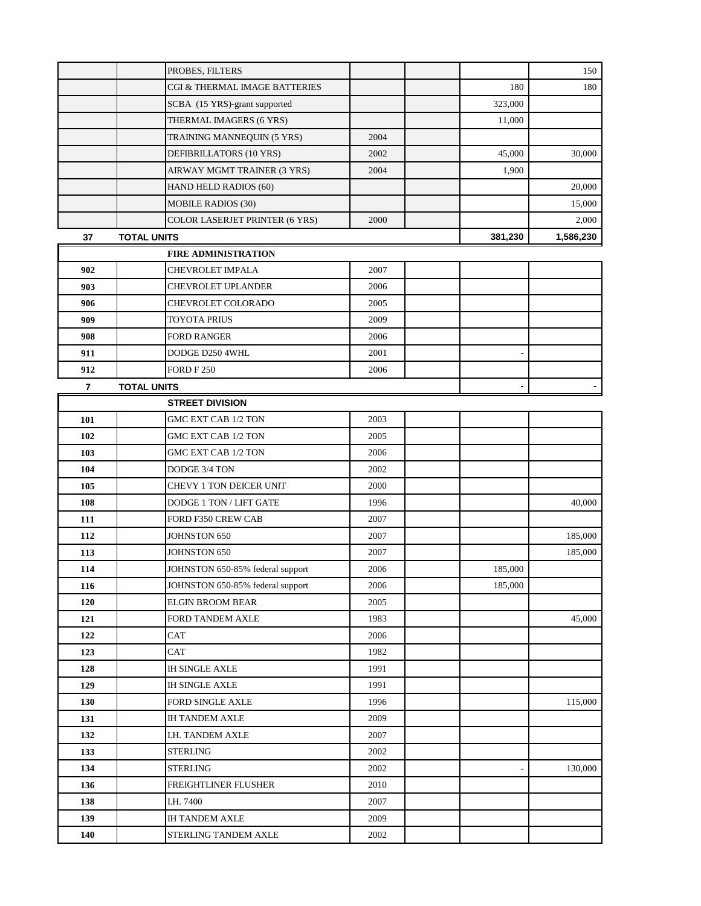| | | | | | | |
|---|---|---|---|---|---|---|
| | | PROBES, FILTERS | | | | 150 |
| | | CGI & THERMAL IMAGE BATTERIES | | | 180 | 180 |
| | | SCBA (15 YRS)-grant supported | | | 323,000 | |
| | | THERMAL IMAGERS (6 YRS) | | | 11,000 | |
| | | TRAINING MANNEQUIN (5 YRS) | 2004 | | | |
| | | DEFIBRILLATORS (10 YRS) | 2002 | | 45,000 | 30,000 |
| | | AIRWAY MGMT TRAINER (3 YRS) | 2004 | | 1,900 | |
| | | HAND HELD RADIOS (60) | | | | 20,000 |
| | | MOBILE RADIOS (30) | | | | 15,000 |
| | | COLOR LASERJET PRINTER (6 YRS) | 2000 | | | 2,000 |
| **37** | **TOTAL UNITS** | | | | **381,230** | **1,586,230** |
| | | **FIRE ADMINISTRATION** | | | | |
| **902** | | CHEVROLET IMPALA | 2007 | | | |
| **903** | | CHEVROLET UPLANDER | 2006 | | | |
| **906** | | CHEVROLET COLORADO | 2005 | | | |
| **909** | | TOYOTA PRIUS | 2009 | | | |
| **908** | | FORD RANGER | 2006 | | | |
| **911** | | DODGE D250 4WHL | 2001 | | - | |
| **912** | | FORD F 250 | 2006 | | | |
| **7** | **TOTAL UNITS** | | | | **-** | **-** |
| | | **STREET DIVISION** | | | | |
| **101** | | GMC EXT CAB 1/2 TON | 2003 | | | |
| **102** | | GMC EXT CAB 1/2 TON | 2005 | | | |
| **103** | | GMC EXT CAB 1/2 TON | 2006 | | | |
| **104** | | DODGE 3/4 TON | 2002 | | | |
| **105** | | CHEVY 1 TON DEICER UNIT | 2000 | | | |
| **108** | | DODGE 1 TON / LIFT GATE | 1996 | | | 40,000 |
| **111** | | FORD F350 CREW CAB | 2007 | | | |
| **112** | | JOHNSTON 650 | 2007 | | | 185,000 |
| **113** | | JOHNSTON 650 | 2007 | | | 185,000 |
| **114** | | JOHNSTON 650-85% federal support | 2006 | | 185,000 | |
| **116** | | JOHNSTON 650-85% federal support | 2006 | | 185,000 | |
| **120** | | ELGIN BROOM BEAR | 2005 | | | |
| **121** | | FORD TANDEM AXLE | 1983 | | | 45,000 |
| **122** | | CAT | 2006 | | | |
| **123** | | CAT | 1982 | | | |
| **128** | | IH SINGLE AXLE | 1991 | | | |
| **129** | | IH SINGLE AXLE | 1991 | | | |
| **130** | | FORD SINGLE AXLE | 1996 | | | 115,000 |
| **131** | | IH TANDEM AXLE | 2009 | | | |
| **132** | | I.H. TANDEM AXLE | 2007 | | | |
| **133** | | STERLING | 2002 | | | |
| **134** | | STERLING | 2002 | | - | 130,000 |
| **136** | | FREIGHTLINER FLUSHER | 2010 | | | |
| **138** | | I.H. 7400 | 2007 | | | |
| **139** | | IH TANDEM AXLE | 2009 | | | |
| **140** | | STERLING TANDEM AXLE | 2002 | | | |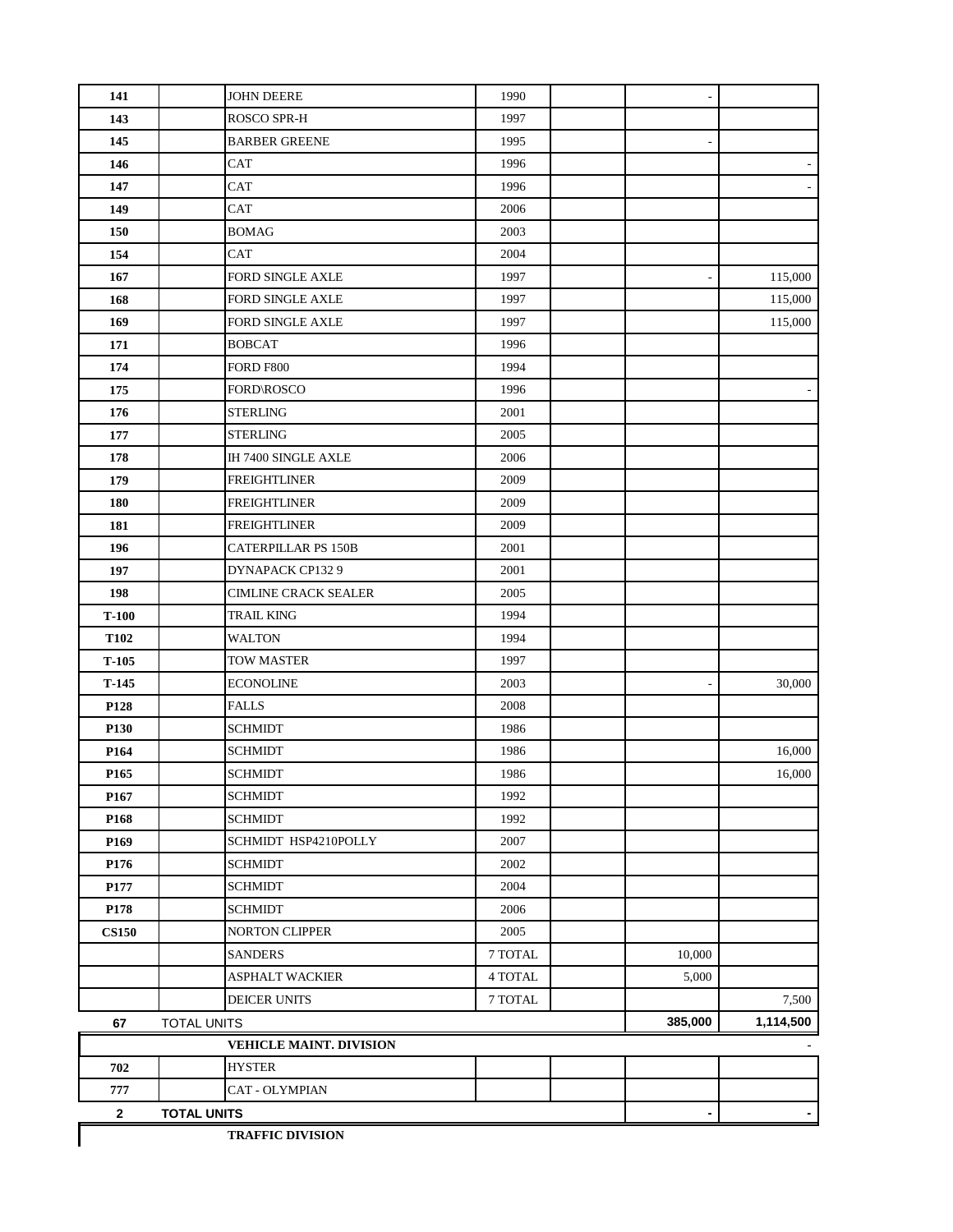| | | | | | | |
|---|---|---|---|---|---|---|
| **141** | | JOHN DEERE | 1990 | | - | |
| **143** | | ROSCO SPR-H | 1997 | | | |
| **145** | | BARBER GREENE | 1995 | | - | |
| **146** | | CAT | 1996 | | | - |
| **147** | | CAT | 1996 | | | - |
| **149** | | CAT | 2006 | | | |
| **150** | | BOMAG | 2003 | | | |
| **154** | | CAT | 2004 | | | |
| **167** | | FORD SINGLE AXLE | 1997 | | - | 115,000 |
| **168** | | FORD SINGLE AXLE | 1997 | | | 115,000 |
| **169** | | FORD SINGLE AXLE | 1997 | | | 115,000 |
| **171** | | BOBCAT | 1996 | | | |
| **174** | | FORD F800 | 1994 | | | |
| **175** | | FORD\ROSCO | 1996 | | | - |
| **176** | | STERLING | 2001 | | | |
| **177** | | STERLING | 2005 | | | |
| **178** | | IH 7400 SINGLE AXLE | 2006 | | | |
| **179** | | FREIGHTLINER | 2009 | | | |
| **180** | | FREIGHTLINER | 2009 | | | |
| **181** | | FREIGHTLINER | 2009 | | | |
| **196** | | CATERPILLAR PS 150B | 2001 | | | |
| **197** | | DYNAPACK CP132 9 | 2001 | | | |
| **198** | | CIMLINE CRACK SEALER | 2005 | | | |
| **T-100** | | TRAIL KING | 1994 | | | |
| **T102** | | WALTON | 1994 | | | |
| **T-105** | | TOW MASTER | 1997 | | | |
| **T-145** | | ECONOLINE | 2003 | | - | 30,000 |
| **P128** | | FALLS | 2008 | | | |
| **P130** | | SCHMIDT | 1986 | | | |
| **P164** | | SCHMIDT | 1986 | | | 16,000 |
| **P165** | | SCHMIDT | 1986 | | | 16,000 |
| **P167** | | SCHMIDT | 1992 | | | |
| **P168** | | SCHMIDT | 1992 | | | |
| **P169** | | SCHMIDT HSP4210POLLY | 2007 | | | |
| **P176** | | SCHMIDT | 2002 | | | |
| **P177** | | SCHMIDT | 2004 | | | |
| **P178** | | SCHMIDT | 2006 | | | |
| **CS150** | | NORTON CLIPPER | 2005 | | | |
| | | SANDERS | 7 TOTAL | | 10,000 | |
| | | ASPHALT WACKIER | 4 TOTAL | | 5,000 | |
| | | DEICER UNITS | 7 TOTAL | | | 7,500 |
| **67** | TOTAL UNITS | | | | **385,000** | **1,114,500** |
| | | **VEHICLE MAINT. DIVISION** | | | | - |
| **702** | | HYSTER | | | | |
| **777** | | CAT - OLYMPIAN | | | | |
| **2** | **TOTAL UNITS** | | | | **-** | **-** |
| | | **TRAFFIC DIVISION** | | | | |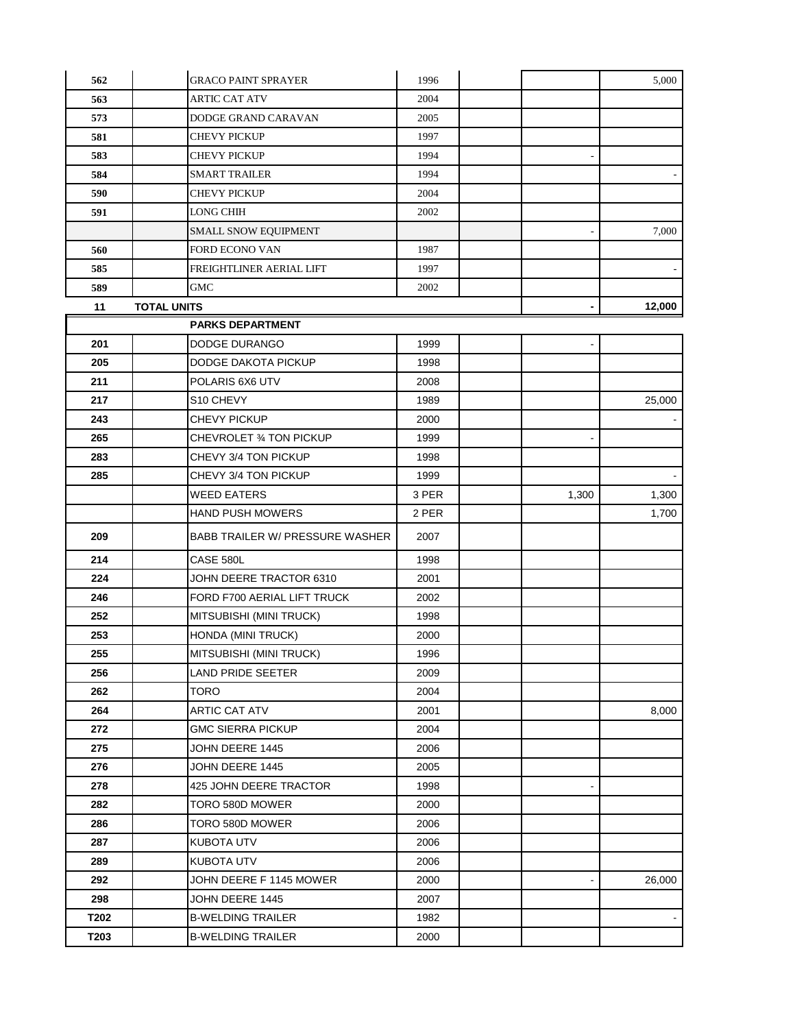| | | | | | | |
|---|---|---|---|---|---|---|
| 562 | | GRACO PAINT SPRAYER | 1996 | | | 5,000 |
| 563 | | ARTIC CAT ATV | 2004 | | | |
| 573 | | DODGE GRAND CARAVAN | 2005 | | | |
| 581 | | CHEVY PICKUP | 1997 | | | |
| 583 | | CHEVY PICKUP | 1994 | | - | |
| 584 | | SMART TRAILER | 1994 | | | - |
| 590 | | CHEVY PICKUP | 2004 | | | |
| 591 | | LONG CHIH | 2002 | | | |
| | | SMALL SNOW EQUIPMENT | | | - | 7,000 |
| 560 | | FORD ECONO VAN | 1987 | | | |
| 585 | | FREIGHTLINER AERIAL LIFT | 1997 | | | - |
| 589 | | GMC | 2002 | | | |
| **11** | **TOTAL UNITS** | | | | **-** | **12,000** |
| | | **PARKS DEPARTMENT** | | | | |
| 201 | | DODGE DURANGO | 1999 | | - | |
| 205 | | DODGE DAKOTA PICKUP | 1998 | | | |
| 211 | | POLARIS 6X6 UTV | 2008 | | | |
| 217 | | S10 CHEVY | 1989 | | | 25,000 |
| 243 | | CHEVY PICKUP | 2000 | | | - |
| 265 | | CHEVROLET ¾ TON PICKUP | 1999 | | - | |
| 283 | | CHEVY 3/4 TON PICKUP | 1998 | | | |
| 285 | | CHEVY 3/4 TON PICKUP | 1999 | | | - |
| | | WEED EATERS | 3 PER | | 1,300 | 1,300 |
| | | HAND PUSH MOWERS | 2 PER | | | 1,700 |
| 209 | | BABB TRAILER W/ PRESSURE WASHER | 2007 | | | |
| 214 | | CASE 580L | 1998 | | | |
| 224 | | JOHN DEERE TRACTOR 6310 | 2001 | | | |
| 246 | | FORD F700 AERIAL LIFT TRUCK | 2002 | | | |
| 252 | | MITSUBISHI (MINI TRUCK) | 1998 | | | |
| 253 | | HONDA (MINI TRUCK) | 2000 | | | |
| 255 | | MITSUBISHI (MINI TRUCK) | 1996 | | | |
| 256 | | LAND PRIDE SEETER | 2009 | | | |
| 262 | | TORO | 2004 | | | |
| 264 | | ARTIC CAT ATV | 2001 | | | 8,000 |
| 272 | | GMC SIERRA PICKUP | 2004 | | | |
| 275 | | JOHN DEERE 1445 | 2006 | | | |
| 276 | | JOHN DEERE 1445 | 2005 | | | |
| 278 | | 425 JOHN DEERE TRACTOR | 1998 | | - | |
| 282 | | TORO 580D MOWER | 2000 | | | |
| 286 | | TORO 580D MOWER | 2006 | | | |
| 287 | | KUBOTA UTV | 2006 | | | |
| 289 | | KUBOTA UTV | 2006 | | | |
| 292 | | JOHN DEERE F 1145 MOWER | 2000 | | - | 26,000 |
| 298 | | JOHN DEERE 1445 | 2007 | | | |
| T202 | | B-WELDING TRAILER | 1982 | | | - |
| T203 | | B-WELDING TRAILER | 2000 | | | |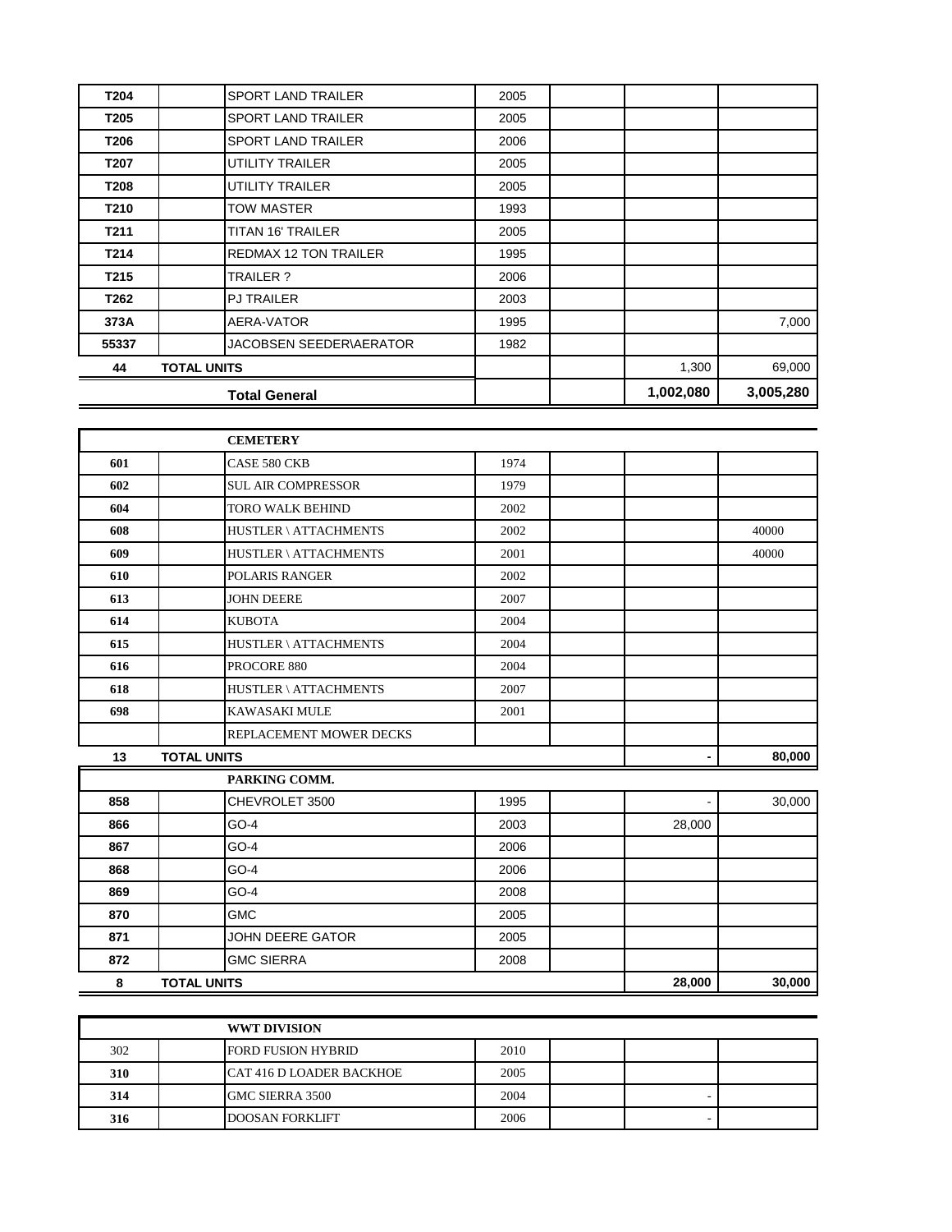| | | | | | | |
|---|---|---|---|---|---|---|
| **T204** | | SPORT LAND TRAILER | 2005 | | | |
| **T205** | | SPORT LAND TRAILER | 2005 | | | |
| **T206** | | SPORT LAND TRAILER | 2006 | | | |
| **T207** | | UTILITY TRAILER | 2005 | | | |
| **T208** | | UTILITY TRAILER | 2005 | | | |
| **T210** | | TOW MASTER | 1993 | | | |
| **T211** | | TITAN 16' TRAILER | 2005 | | | |
| **T214** | | REDMAX 12 TON TRAILER | 1995 | | | |
| **T215** | | TRAILER ? | 2006 | | | |
| **T262** | | PJ TRAILER | 2003 | | | |
| **373A** | | AERA-VATOR | 1995 | | | 7,000 |
| **55337** | | JACOBSEN SEEDER\AERATOR | 1982 | | | |
| **44** | **TOTAL UNITS** | | | | 1,300 | 69,000 |
| | | **Total General** | | | **1,002,080** | **3,005,280** |

| | | | | | | |
|---|---|---|---|---|---|---|
| | | **CEMETERY** | | | | |
| **601** | | CASE 580 CKB | 1974 | | | |
| **602** | | SUL AIR COMPRESSOR | 1979 | | | |
| **604** | | TORO WALK BEHIND | 2002 | | | |
| **608** | | HUSTLER \ ATTACHMENTS | 2002 | | | 40000 |
| **609** | | HUSTLER \ ATTACHMENTS | 2001 | | | 40000 |
| **610** | | POLARIS RANGER | 2002 | | | |
| **613** | | JOHN DEERE | 2007 | | | |
| **614** | | KUBOTA | 2004 | | | |
| **615** | | HUSTLER \ ATTACHMENTS | 2004 | | | |
| **616** | | PROCORE 880 | 2004 | | | |
| **618** | | HUSTLER \ ATTACHMENTS | 2007 | | | |
| **698** | | KAWASAKI MULE | 2001 | | | |
| | | REPLACEMENT MOWER DECKS | | | | |
| **13** | **TOTAL UNITS** | | | | **-** | **80,000** |
| | | **PARKING COMM.** | | | | |
| **858** | | CHEVROLET 3500 | 1995 | | - | 30,000 |
| **866** | | GO-4 | 2003 | | 28,000 | |
| **867** | | GO-4 | 2006 | | | |
| **868** | | GO-4 | 2006 | | | |
| **869** | | GO-4 | 2008 | | | |
| **870** | | GMC | 2005 | | | |
| **871** | | JOHN DEERE GATOR | 2005 | | | |
| **872** | | GMC SIERRA | 2008 | | | |
| **8** | **TOTAL UNITS** | | | | **28,000** | **30,000** |

| | | | | | | |
|---|---|---|---|---|---|---|
| | | **WWT DIVISION** | | | | |
| 302 | | FORD FUSION HYBRID | 2010 | | | |
| **310** | | CAT 416 D LOADER BACKHOE | 2005 | | | |
| **314** | | GMC SIERRA 3500 | 2004 | | - | |
| **316** | | DOOSAN FORKLIFT | 2006 | | - | |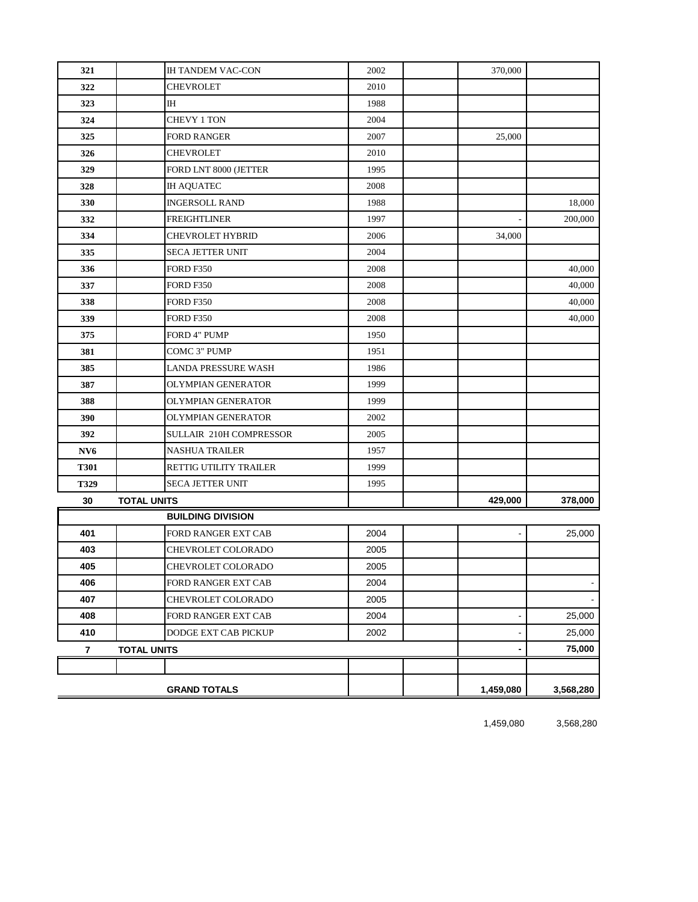| | | | | | | |
|---|---|---|---|---|---|---|
| 321 | | IH TANDEM VAC-CON | 2002 | | 370,000 | |
| 322 | | CHEVROLET | 2010 | | | |
| 323 | | IH | 1988 | | | |
| 324 | | CHEVY 1 TON | 2004 | | | |
| 325 | | FORD RANGER | 2007 | | 25,000 | |
| 326 | | CHEVROLET | 2010 | | | |
| 329 | | FORD LNT 8000 (JETTER | 1995 | | | |
| 328 | | IH AQUATEC | 2008 | | | |
| 330 | | INGERSOLL RAND | 1988 | | | 18,000 |
| 332 | | FREIGHTLINER | 1997 | | - | 200,000 |
| 334 | | CHEVROLET HYBRID | 2006 | | 34,000 | |
| 335 | | SECA JETTER UNIT | 2004 | | | |
| 336 | | FORD F350 | 2008 | | | 40,000 |
| 337 | | FORD F350 | 2008 | | | 40,000 |
| 338 | | FORD F350 | 2008 | | | 40,000 |
| 339 | | FORD F350 | 2008 | | | 40,000 |
| 375 | | FORD 4" PUMP | 1950 | | | |
| 381 | | COMC 3" PUMP | 1951 | | | |
| 385 | | LANDA PRESSURE WASH | 1986 | | | |
| 387 | | OLYMPIAN GENERATOR | 1999 | | | |
| 388 | | OLYMPIAN GENERATOR | 1999 | | | |
| 390 | | OLYMPIAN GENERATOR | 2002 | | | |
| 392 | | SULLAIR 210H COMPRESSOR | 2005 | | | |
| NV6 | | NASHUA TRAILER | 1957 | | | |
| T301 | | RETTIG UTILITY TRAILER | 1999 | | | |
| T329 | | SECA JETTER UNIT | 1995 | | | |
| **30** | **TOTAL UNITS** | | | | **429,000** | **378,000** |
| | | **BUILDING DIVISION** | | | | |
| 401 | | FORD RANGER EXT CAB | 2004 | | - | 25,000 |
| 403 | | CHEVROLET COLORADO | 2005 | | | |
| 405 | | CHEVROLET COLORADO | 2005 | | | |
| 406 | | FORD RANGER EXT CAB | 2004 | | | - |
| 407 | | CHEVROLET COLORADO | 2005 | | | - |
| 408 | | FORD RANGER EXT CAB | 2004 | | - | 25,000 |
| 410 | | DODGE EXT CAB PICKUP | 2002 | | - | 25,000 |
| **7** | **TOTAL UNITS** | | | | **-** | **75,000** |
| | | | | | | |
| | | **GRAND TOTALS** | | | **1,459,080** | **3,568,280** |

1,459,080 3,568,280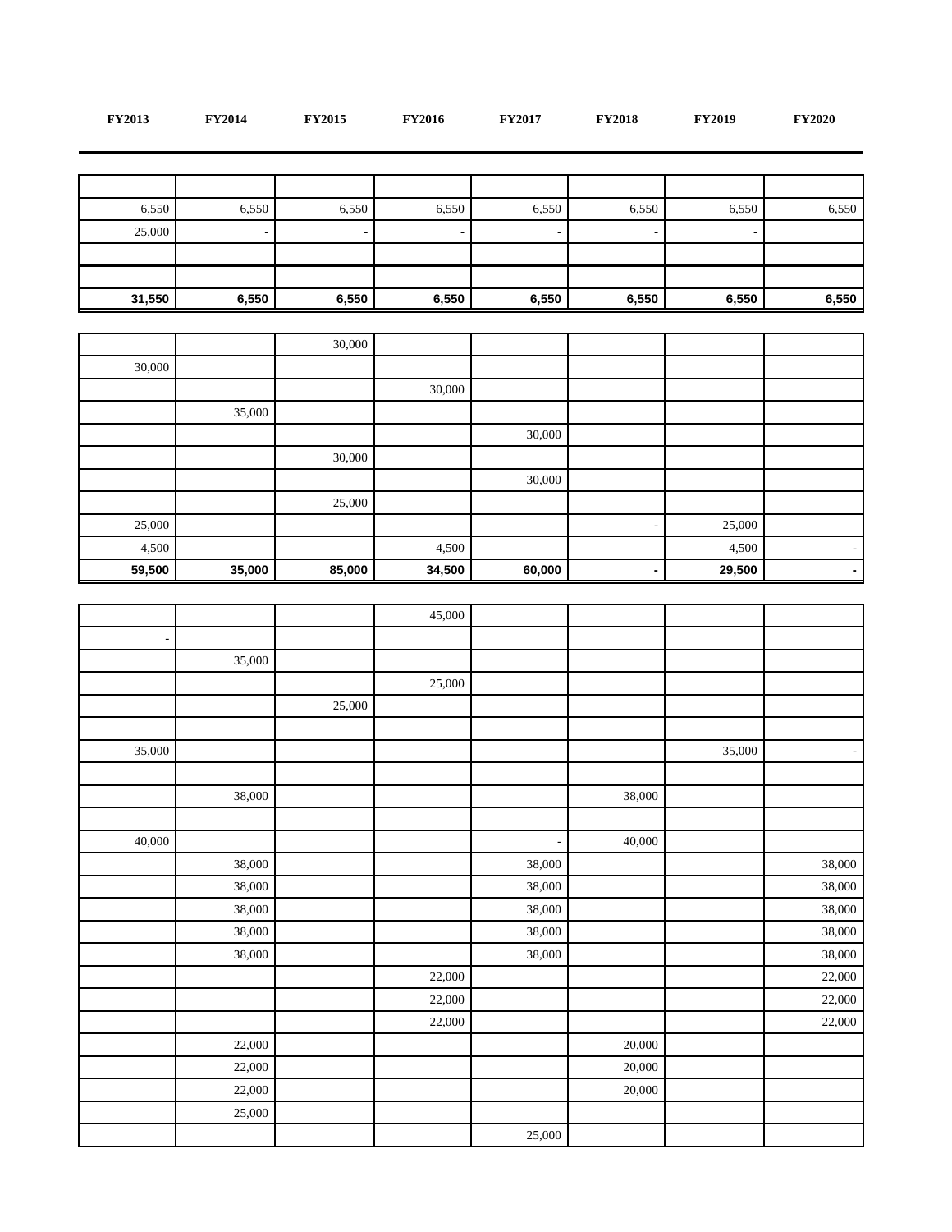| FY2013 | FY2014 | FY2015 | FY2016 | FY2017 | FY2018 | FY2019 | FY2020 |
|---|---|---|---|---|---|---|---|
| | | | | | | | |
| 6,550 | 6,550 | 6,550 | 6,550 | 6,550 | 6,550 | 6,550 | 6,550 |
| 25,000 | - | - | - | - | - | - | |
| | | | | | | | |
| | | | | | | | |
| **31,550** | **6,550** | **6,550** | **6,550** | **6,550** | **6,550** | **6,550** | **6,550** |

| FY2013 | FY2014 | FY2015 | FY2016 | FY2017 | FY2018 | FY2019 | FY2020 |
|---|---|---|---|---|---|---|---|
| | | 30,000 | | | | | |
| 30,000 | | | | | | | |
| | | | 30,000 | | | | |
| | 35,000 | | | | | | |
| | | | | 30,000 | | | |
| | | 30,000 | | | | | |
| | | | | 30,000 | | | |
| | | 25,000 | | | | | |
| 25,000 | | | | | - | 25,000 | |
| 4,500 | | | 4,500 | | | 4,500 | - |
| **59,500** | **35,000** | **85,000** | **34,500** | **60,000** | **-** | **29,500** | **-** |

| FY2013 | FY2014 | FY2015 | FY2016 | FY2017 | FY2018 | FY2019 | FY2020 |
|---|---|---|---|---|---|---|---|
| | | | 45,000 | | | | |
| - | | | | | | | |
| | 35,000 | | | | | | |
| | | | 25,000 | | | | |
| | | 25,000 | | | | | |
| | | | | | | | |
| 35,000 | | | | | | 35,000 | - |
| | | | | | | | |
| | 38,000 | | | | 38,000 | | |
| | | | | | | | |
| 40,000 | | | | - | 40,000 | | |
| | 38,000 | | | 38,000 | | | 38,000 |
| | 38,000 | | | 38,000 | | | 38,000 |
| | 38,000 | | | 38,000 | | | 38,000 |
| | 38,000 | | | 38,000 | | | 38,000 |
| | 38,000 | | | 38,000 | | | 38,000 |
| | | | 22,000 | | | | 22,000 |
| | | | 22,000 | | | | 22,000 |
| | | | 22,000 | | | | 22,000 |
| | 22,000 | | | | 20,000 | | |
| | 22,000 | | | | 20,000 | | |
| | 22,000 | | | | 20,000 | | |
| | 25,000 | | | | | | |
| | | | | 25,000 | | | |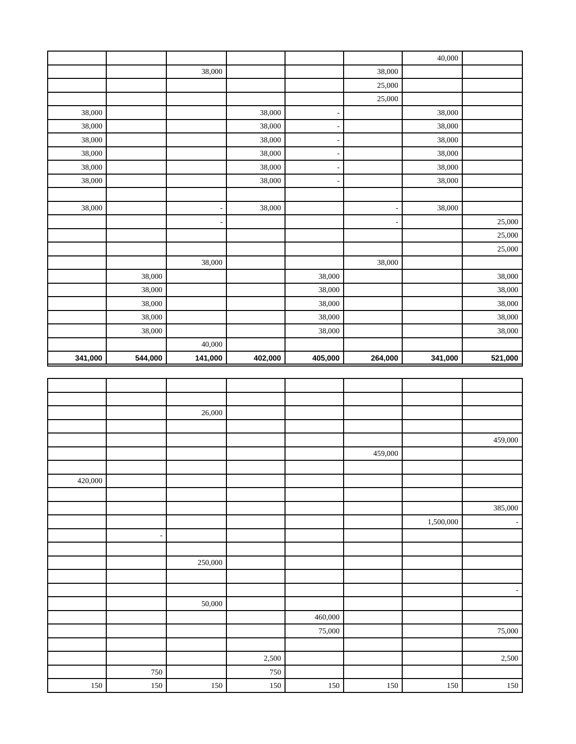| | | | | | | | |
|---|---|---|---|---|---|---|---|
| | | | | | | 40,000 | |
| | | 38,000 | | | 38,000 | | |
| | | | | | 25,000 | | |
| | | | | | 25,000 | | |
| 38,000 | | | 38,000 | - | | 38,000 | |
| 38,000 | | | 38,000 | - | | 38,000 | |
| 38,000 | | | 38,000 | - | | 38,000 | |
| 38,000 | | | 38,000 | - | | 38,000 | |
| 38,000 | | | 38,000 | - | | 38,000 | |
| 38,000 | | | 38,000 | - | | 38,000 | |
| | | | | | | | |
| 38,000 | | - | 38,000 | | - | 38,000 | |
| | | - | | | - | | 25,000 |
| | | | | | | | 25,000 |
| | | | | | | | 25,000 |
| | | 38,000 | | | 38,000 | | |
| | 38,000 | | | 38,000 | | | 38,000 |
| | 38,000 | | | 38,000 | | | 38,000 |
| | 38,000 | | | 38,000 | | | 38,000 |
| | 38,000 | | | 38,000 | | | 38,000 |
| | 38,000 | | | 38,000 | | | 38,000 |
| | | 40,000 | | | | | |
| **341,000** | **544,000** | **141,000** | **402,000** | **405,000** | **264,000** | **341,000** | **521,000** |

| | | | | | | | |
|---|---|---|---|---|---|---|---|
| | | | | | | | |
| | | | | | | | |
| | | 26,000 | | | | | |
| | | | | | | | |
| | | | | | | | 459,000 |
| | | | | | 459,000 | | |
| | | | | | | | |
| 420,000 | | | | | | | |
| | | | | | | | |
| | | | | | | | 385,000 |
| | | | | | | 1,500,000 | - |
| | - | | | | | | |
| | | | | | | | |
| | | 250,000 | | | | | |
| | | | | | | | |
| | | | | | | | - |
| | | 50,000 | | | | | |
| | | | | 460,000 | | | |
| | | | | 75,000 | | | 75,000 |
| | | | | | | | |
| | | | 2,500 | | | | 2,500 |
| | 750 | | 750 | | | | |
| 150 | 150 | 150 | 150 | 150 | 150 | 150 | 150 |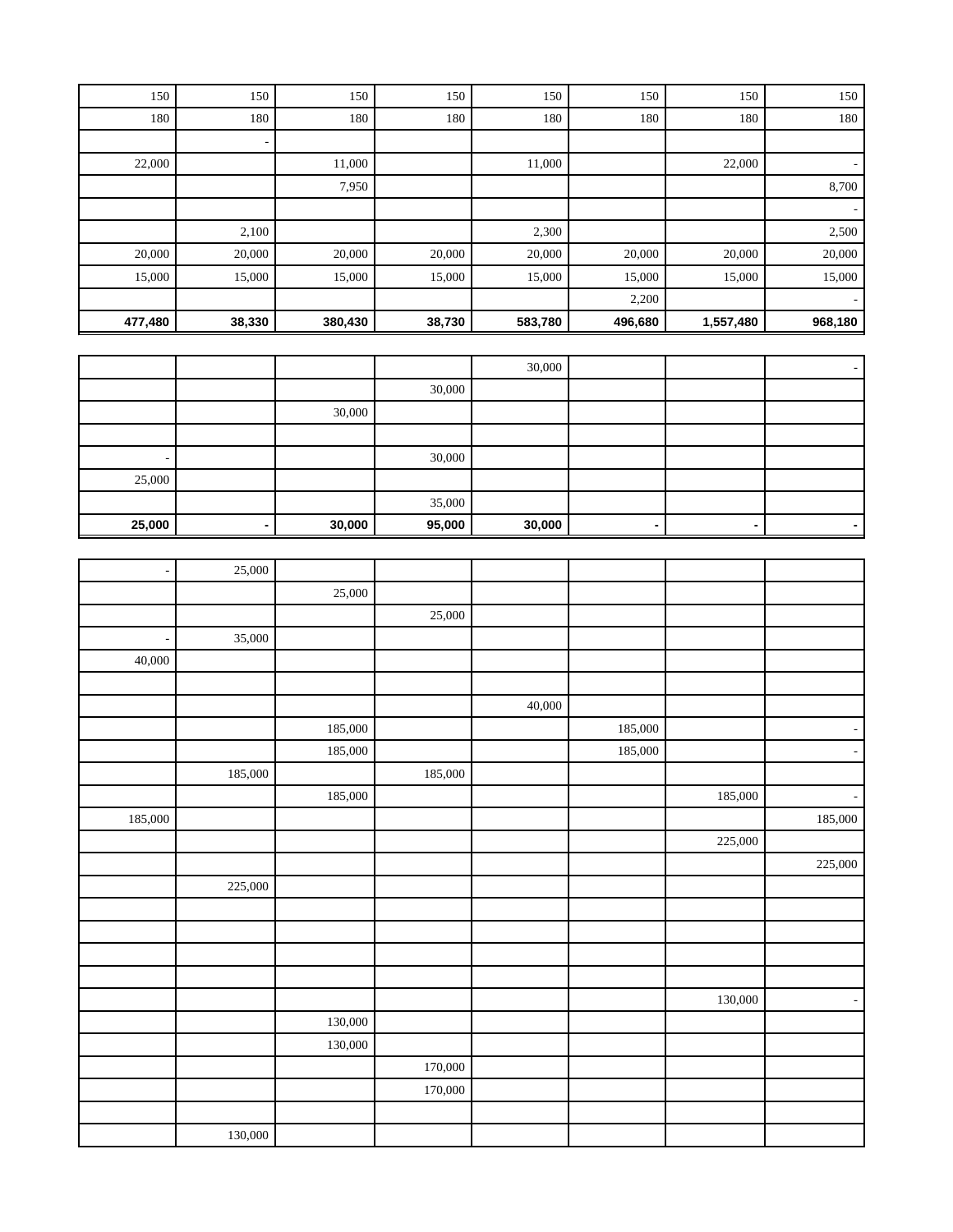| | | | | | | | |
|---|---|---|---|---|---|---|---|
| 150 | 150 | 150 | 150 | 150 | 150 | 150 | 150 |
| 180 | 180 | 180 | 180 | 180 | 180 | 180 | 180 |
| | - | | | | | | |
| 22,000 | | 11,000 | | 11,000 | | 22,000 | - |
| | | 7,950 | | | | | 8,700 |
| | | | | | | | - |
| | 2,100 | | | 2,300 | | | 2,500 |
| 20,000 | 20,000 | 20,000 | 20,000 | 20,000 | 20,000 | 20,000 | 20,000 |
| 15,000 | 15,000 | 15,000 | 15,000 | 15,000 | 15,000 | 15,000 | 15,000 |
| | | | | | 2,200 | | - |
| **477,480** | **38,330** | **380,430** | **38,730** | **583,780** | **496,680** | **1,557,480** | **968,180** |

| | | | | | | | |
|---|---|---|---|---|---|---|---|
| | | | | 30,000 | | | - |
| | | | 30,000 | | | | |
| | | 30,000 | | | | | |
| | | | | | | | |
| - | | | 30,000 | | | | |
| 25,000 | | | | | | | |
| | | | 35,000 | | | | |
| **25,000** | **-** | **30,000** | **95,000** | **30,000** | **-** | **-** | **-** |

| | | | | | | | |
|---|---|---|---|---|---|---|---|
| - | 25,000 | | | | | | |
| | | 25,000 | | | | | |
| | | | 25,000 | | | | |
| - | 35,000 | | | | | | |
| 40,000 | | | | | | | |
| | | | | | | | |
| | | | | 40,000 | | | |
| | | 185,000 | | | 185,000 | | - |
| | | 185,000 | | | 185,000 | | - |
| | 185,000 | | 185,000 | | | | |
| | | 185,000 | | | | 185,000 | - |
| 185,000 | | | | | | | 185,000 |
| | | | | | | 225,000 | |
| | | | | | | | 225,000 |
| | 225,000 | | | | | | |
| | | | | | | | |
| | | | | | | | |
| | | | | | | | |
| | | | | | | | |
| | | | | | | 130,000 | - |
| | | 130,000 | | | | | |
| | | 130,000 | | | | | |
| | | | 170,000 | | | | |
| | | | 170,000 | | | | |
| | | | | | | | |
| | 130,000 | | | | | | |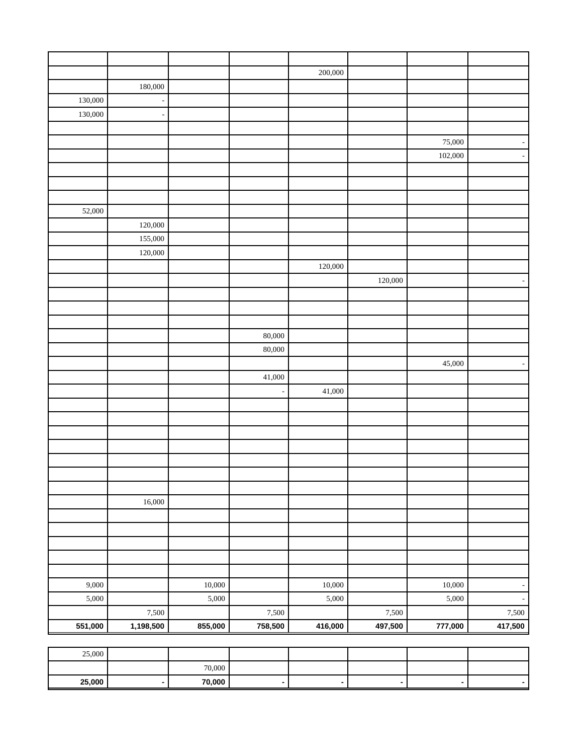| | | | | | | | |
|---|---|---|---|---|---|---|---|
| | | | | 200,000 | | | |
| | 180,000 | | | | | | |
| 130,000 | - | | | | | | |
| 130,000 | - | | | | | | |
| | | | | | | | |
| | | | | | | 75,000 | - |
| | | | | | | 102,000 | - |
| | | | | | | | |
| | | | | | | | |
| | | | | | | | |
| 52,000 | | | | | | | |
| | 120,000 | | | | | | |
| | 155,000 | | | | | | |
| | 120,000 | | | | | | |
| | | | | 120,000 | | | |
| | | | | | 120,000 | | - |
| | | | | | | | |
| | | | | | | | |
| | | | | | | | |
| | | | 80,000 | | | | |
| | | | 80,000 | | | | |
| | | | | | | 45,000 | - |
| | | | 41,000 | | | | |
| | | | - | 41,000 | | | |
| | | | | | | | |
| | | | | | | | |
| | | | | | | | |
| | | | | | | | |
| | | | | | | | |
| | | | | | | | |
| | | | | | | | |
| | 16,000 | | | | | | |
| | | | | | | | |
| | | | | | | | |
| | | | | | | | |
| | | | | | | | |
| | | | | | | | |
| 9,000 | | 10,000 | | 10,000 | | 10,000 | - |
| 5,000 | | 5,000 | | 5,000 | | 5,000 | - |
| | 7,500 | | 7,500 | | 7,500 | | 7,500 |
| **551,000** | **1,198,500** | **855,000** | **758,500** | **416,000** | **497,500** | **777,000** | **417,500** |

| | | | | | | | |
|---|---|---|---|---|---|---|---|
| 25,000 | | | | | | | |
| | | 70,000 | | | | | |
| **25,000** | **-** | **70,000** | **-** | **-** | **-** | **-** | **-** |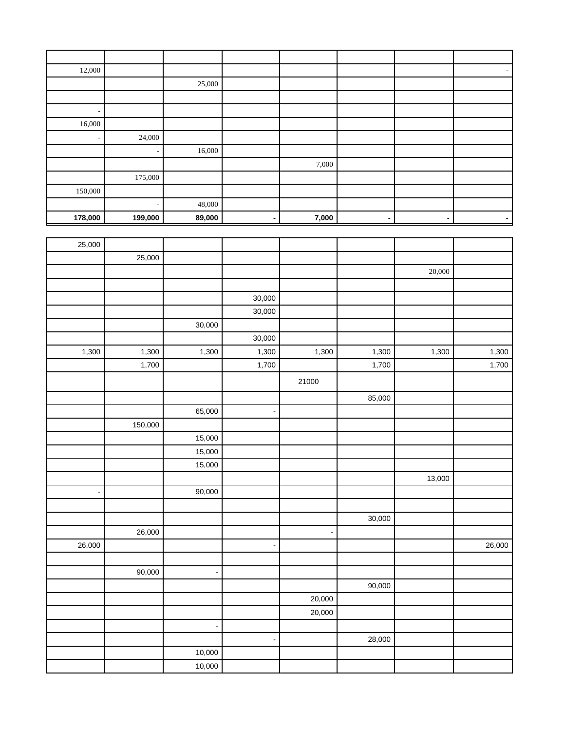| | | | | | | | |
|---|---|---|---|---|---|---|---|
| 12,000 | | | | | | | - |
| | | 25,000 | | | | | |
| | | | | | | | |
| - | | | | | | | |
| 16,000 | | | | | | | |
| - | 24,000 | | | | | | |
| | - | 16,000 | | | | | |
| | | | | 7,000 | | | |
| | 175,000 | | | | | | |
| 150,000 | | | | | | | |
| | - | 48,000 | | | | | |
| **178,000** | **199,000** | **89,000** | **-** | **7,000** | **-** | **-** | **-** |

| | | | | | | | |
|---|---|---|---|---|---|---|---|
| 25,000 | | | | | | | |
| | 25,000 | | | | | | |
| | | | | | | 20,000 | |
| | | | | | | | |
| | | | 30,000 | | | | |
| | | | 30,000 | | | | |
| | | 30,000 | | | | | |
| | | | 30,000 | | | | |
| 1,300 | 1,300 | 1,300 | 1,300 | 1,300 | 1,300 | 1,300 | 1,300 |
| | 1,700 | | 1,700 | | 1,700 | | 1,700 |
| | | | | 21000 | | | |
| | | | | | 85,000 | | |
| | | 65,000 | - | | | | |
| | 150,000 | | | | | | |
| | | 15,000 | | | | | |
| | | 15,000 | | | | | |
| | | 15,000 | | | | | |
| | | | | | | 13,000 | |
| - | | 90,000 | | | | | |
| | | | | | | | |
| | | | | | 30,000 | | |
| | 26,000 | | | - | | | |
| 26,000 | | | - | | | | 26,000 |
| | | | | | | | |
| | 90,000 | - | | | | | |
| | | | | | 90,000 | | |
| | | | | 20,000 | | | |
| | | | | 20,000 | | | |
| | | - | | | | | |
| | | | - | | 28,000 | | |
| | | 10,000 | | | | | |
| | | 10,000 | | | | | |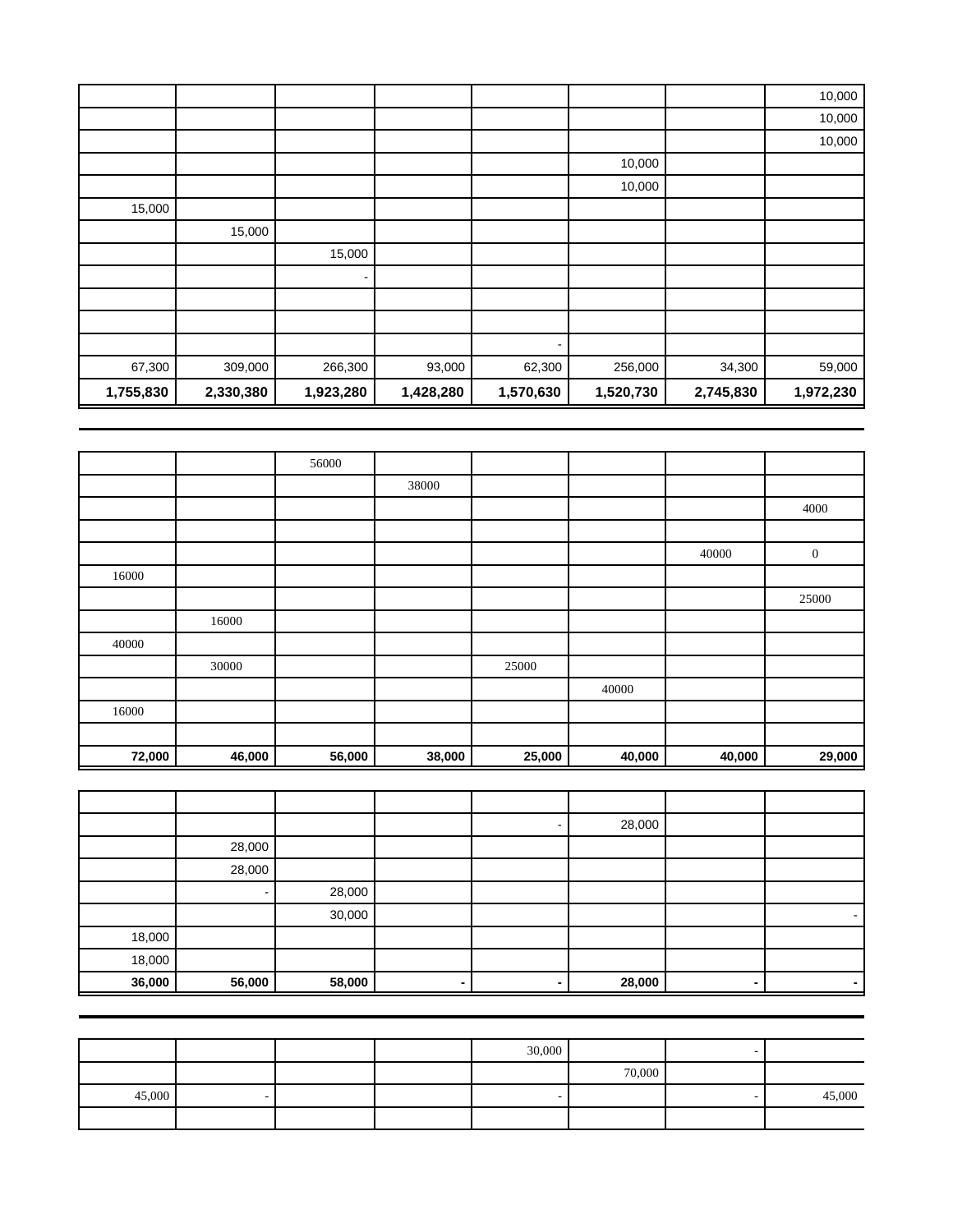| | | | | | | | |
|---|---|---|---|---|---|---|---|
| | | | | | | | 10,000 |
| | | | | | | | 10,000 |
| | | | | | | | 10,000 |
| | | | | | 10,000 | | |
| | | | | | 10,000 | | |
| 15,000 | | | | | | | |
| | 15,000 | | | | | | |
| | | 15,000 | | | | | |
| | | - | | | | | |
| | | | | | | | |
| | | | | | | | |
| | | | | - | | | |
| 67,300 | 309,000 | 266,300 | 93,000 | 62,300 | 256,000 | 34,300 | 59,000 |
| **1,755,830** | **2,330,380** | **1,923,280** | **1,428,280** | **1,570,630** | **1,520,730** | **2,745,830** | **1,972,230** |

| | | | | | | | |
|---|---|---|---|---|---|---|---|
| | | 56000 | | | | | |
| | | | 38000 | | | | |
| | | | | | | | 4000 |
| | | | | | | | |
| | | | | | | 40000 | 0 |
| 16000 | | | | | | | |
| | | | | | | | 25000 |
| | 16000 | | | | | | |
| 40000 | | | | | | | |
| | 30000 | | | 25000 | | | |
| | | | | | 40000 | | |
| 16000 | | | | | | | |
| | | | | | | | |
| **72,000** | **46,000** | **56,000** | **38,000** | **25,000** | **40,000** | **40,000** | **29,000** |

| | | | | | | | |
|---|---|---|---|---|---|---|---|
| | | | | | | | |
| | | | | - | 28,000 | | |
| | 28,000 | | | | | | |
| | 28,000 | | | | | | |
| | - | 28,000 | | | | | |
| | | 30,000 | | | | | - |
| 18,000 | | | | | | | |
| 18,000 | | | | | | | |
| **36,000** | **56,000** | **58,000** | **-** | **-** | **28,000** | **-** | **-** |

| | | | | | | | |
|---|---|---|---|---|---|---|---|
| | | | | 30,000 | | - | |
| | | | | | 70,000 | | |
| 45,000 | - | | | - | | - | 45,000 |
| | | | | | | | |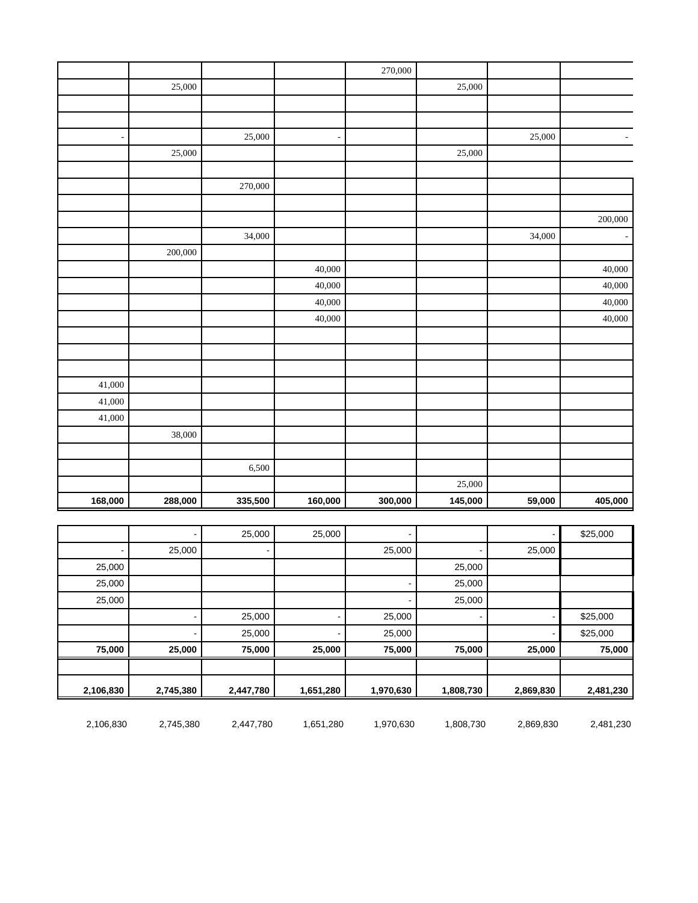| | | | | | | | |
|---|---|---|---|---|---|---|---|
| | | | | 270,000 | | | |
| | 25,000 | | | | 25,000 | | |
| | | | | | | | |
| | | | | | | | |
| - | | 25,000 | - | | | 25,000 | - |
| | 25,000 | | | | 25,000 | | |
| | | | | | | | |
| | | 270,000 | | | | | |
| | | | | | | | |
| | | | | | | | 200,000 |
| | | 34,000 | | | | 34,000 | - |
| | 200,000 | | | | | | |
| | | | 40,000 | | | | 40,000 |
| | | | 40,000 | | | | 40,000 |
| | | | 40,000 | | | | 40,000 |
| | | | 40,000 | | | | 40,000 |
| | | | | | | | |
| | | | | | | | |
| | | | | | | | |
| 41,000 | | | | | | | |
| 41,000 | | | | | | | |
| 41,000 | | | | | | | |
| | 38,000 | | | | | | |
| | | | | | | | |
| | | 6,500 | | | | | |
| | | | | | 25,000 | | |
| **168,000** | **288,000** | **335,500** | **160,000** | **300,000** | **145,000** | **59,000** | **405,000** |

| | | | | | | | |
|---|---|---|---|---|---|---|---|
| | - | 25,000 | 25,000 | - | | - | $25,000 |
| - | 25,000 | - | | 25,000 | - | 25,000 | |
| 25,000 | | | | | 25,000 | | |
| 25,000 | | | | - | 25,000 | | |
| 25,000 | | | | - | 25,000 | | |
| | - | 25,000 | - | 25,000 | - | - | $25,000 |
| | - | 25,000 | - | 25,000 | | - | $25,000 |
| **75,000** | **25,000** | **75,000** | **25,000** | **75,000** | **75,000** | **25,000** | **75,000** |
| | | | | | | | |
| **2,106,830** | **2,745,380** | **2,447,780** | **1,651,280** | **1,970,630** | **1,808,730** | **2,869,830** | **2,481,230** |

| | | | | | | | |
|---|---|---|---|---|---|---|---|
| 2,106,830 | 2,745,380 | 2,447,780 | 1,651,280 | 1,970,630 | 1,808,730 | 2,869,830 | 2,481,230 |